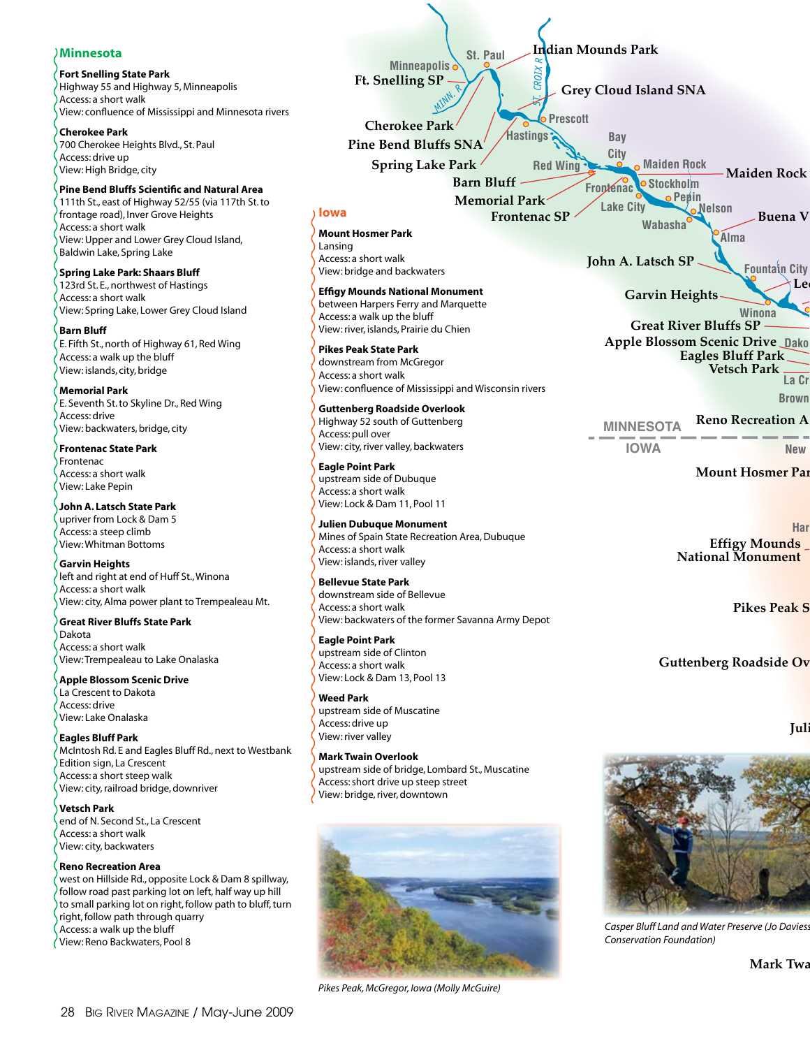## Minnesota

**Fort Snelling State Park**
Highway 55 and Highway 5, Minneapolis
Access: a short walk
View: confluence of Mississippi and Minnesota rivers

**Cherokee Park**
700 Cherokee Heights Blvd., St. Paul
Access: drive up
View: High Bridge, city

**Pine Bend Bluffs Scientific and Natural Area**
111th St., east of Highway 52/55 (via 117th St. to frontage road), Inver Grove Heights
Access: a short walk
View: Upper and Lower Grey Cloud Island, Baldwin Lake, Spring Lake

**Spring Lake Park: Shaars Bluff**
123rd St. E., northwest of Hastings
Access: a short walk
View: Spring Lake, Lower Grey Cloud Island

**Barn Bluff**
E. Fifth St., north of Highway 61, Red Wing
Access: a walk up the bluff
View: islands, city, bridge

**Memorial Park**
E. Seventh St. to Skyline Dr., Red Wing
Access: drive
View: backwaters, bridge, city

**Frontenac State Park**
Frontenac
Access: a short walk
View: Lake Pepin

**John A. Latsch State Park**
upriver from Lock & Dam 5
Access: a steep climb
View: Whitman Bottoms

**Garvin Heights**
left and right at end of Huff St., Winona
Access: a short walk
View: city, Alma power plant to Trempealeau Mt.

**Great River Bluffs State Park**
Dakota
Access: a short walk
View: Trempealeau to Lake Onalaska

**Apple Blossom Scenic Drive**
La Crescent to Dakota
Access: drive
View: Lake Onalaska

**Eagles Bluff Park**
McIntosh Rd. E and Eagles Bluff Rd., next to Westbank Edition sign, La Crescent
Access: a short steep walk
View: city, railroad bridge, downriver

**Vetsch Park**
end of N. Second St., La Crescent
Access: a short walk
View: city, backwaters

**Reno Recreation Area**
west on Hillside Rd., opposite Lock & Dam 8 spillway, follow road past parking lot on left, half way up hill to small parking lot on right, follow path to bluff, turn right, follow path through quarry
Access: a walk up the bluff
View: Reno Backwaters, Pool 8

## Iowa

**Mount Hosmer Park**
Lansing
Access: a short walk
View: bridge and backwaters

**Effigy Mounds National Monument**
between Harpers Ferry and Marquette
Access: a walk up the bluff
View: river, islands, Prairie du Chien

**Pikes Peak State Park**
downstream from McGregor
Access: a short walk
View: confluence of Mississippi and Wisconsin rivers

**Guttenberg Roadside Overlook**
Highway 52 south of Guttenberg
Access: pull over
View: city, river valley, backwaters

**Eagle Point Park**
upstream side of Dubuque
Access: a short walk
View: Lock & Dam 11, Pool 11

**Julien Dubuque Monument**
Mines of Spain State Recreation Area, Dubuque
Access: a short walk
View: islands, river valley

**Bellevue State Park**
downstream side of Bellevue
Access: a short walk
View: backwaters of the former Savanna Army Depot

**Eagle Point Park**
upstream side of Clinton
Access: a short walk
View: Lock & Dam 13, Pool 13

**Weed Park**
upstream side of Muscatine
Access: drive up
View: river valley

**Mark Twain Overlook**
upstream side of bridge, Lombard St., Muscatine
Access: short drive up steep street
View: bridge, river, downtown

*Pikes Peak, McGregor, Iowa (Molly McGuire)*

*Casper Bluff Land and Water Preserve (Jo Daviess Conservation Foundation)*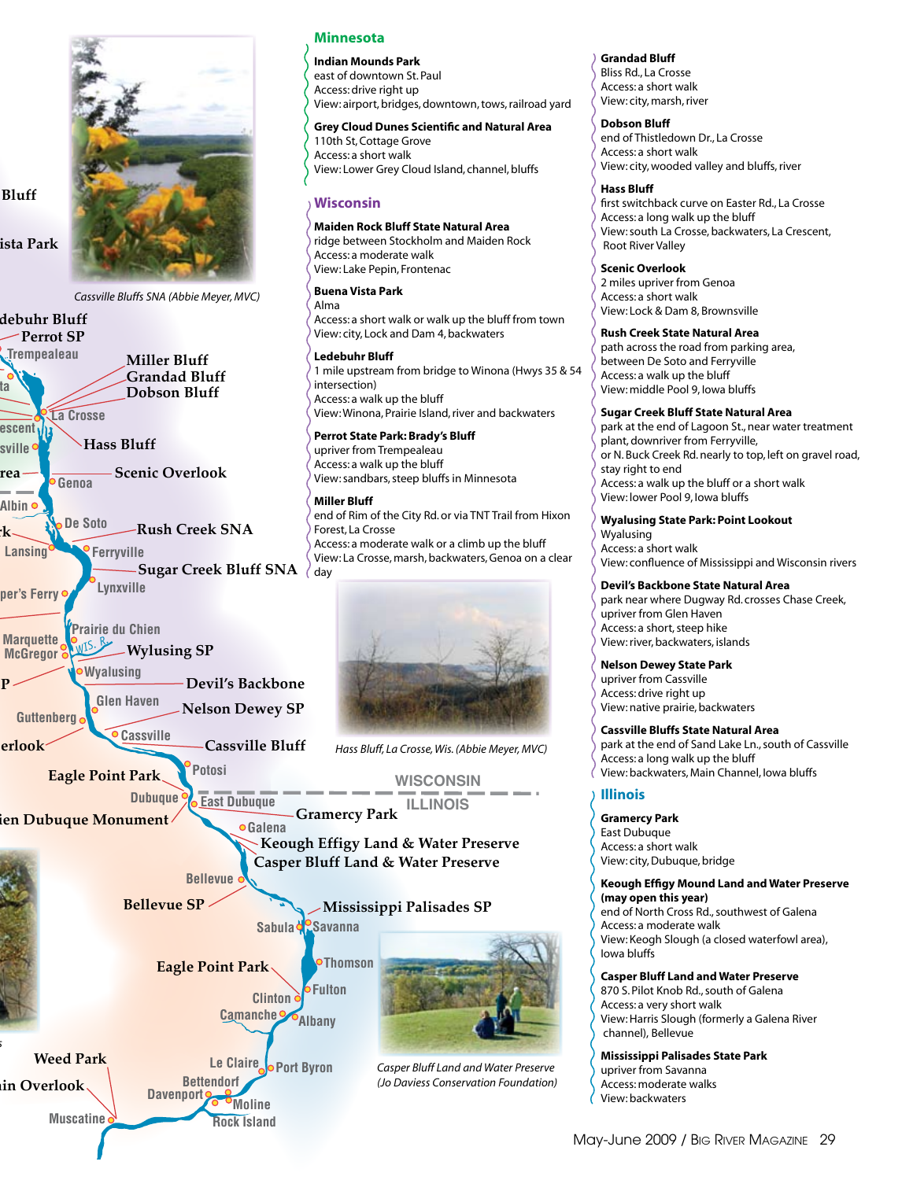## Minnesota

**Indian Mounds Park**
east of downtown St. Paul
Access: drive right up
View: airport, bridges, downtown, tows, railroad yard

**Grey Cloud Dunes Scientific and Natural Area**
110th St, Cottage Grove
Access: a short walk
View: Lower Grey Cloud Island, channel, bluffs

## Wisconsin

**Maiden Rock Bluff State Natural Area**
ridge between Stockholm and Maiden Rock
Access: a moderate walk
View: Lake Pepin, Frontenac

**Buena Vista Park**
Alma
Access: a short walk or walk up the bluff from town
View: city, Lock and Dam 4, backwaters

**Ledebuhr Bluff**
1 mile upstream from bridge to Winona (Hwys 35 & 54 intersection)
Access: a walk up the bluff
View: Winona, Prairie Island, river and backwaters

**Perrot State Park: Brady's Bluff**
upriver from Trempealeau
Access: a walk up the bluff
View: sandbars, steep bluffs in Minnesota

**Miller Bluff**
end of Rim of the City Rd. or via TNT Trail from Hixon Forest, La Crosse
Access: a moderate walk or a climb up the bluff
View: La Crosse, marsh, backwaters, Genoa on a clear day

**Grandad Bluff**
Bliss Rd., La Crosse
Access: a short walk
View: city, marsh, river

**Dobson Bluff**
end of Thistledown Dr., La Crosse
Access: a short walk
View: city, wooded valley and bluffs, river

**Hass Bluff**
first switchback curve on Easter Rd., La Crosse
Access: a long walk up the bluff
View: south La Crosse, backwaters, La Crescent, Root River Valley

**Scenic Overlook**
2 miles upriver from Genoa
Access: a short walk
View: Lock & Dam 8, Brownsville

**Rush Creek State Natural Area**
path across the road from parking area, between De Soto and Ferryville
Access: a walk up the bluff
View: middle Pool 9, Iowa bluffs

**Sugar Creek Bluff State Natural Area**
park at the end of Lagoon St., near water treatment plant, downriver from Ferryville, or N. Buck Creek Rd. nearly to top, left on gravel road, stay right to end
Access: a walk up the bluff or a short walk
View: lower Pool 9, Iowa bluffs

**Wyalusing State Park: Point Lookout**
Wyalusing
Access: a short walk
View: confluence of Mississippi and Wisconsin rivers

**Devil's Backbone State Natural Area**
park near where Dugway Rd. crosses Chase Creek, upriver from Glen Haven
Access: a short, steep hike
View: river, backwaters, islands

**Nelson Dewey State Park**
upriver from Cassville
Access: drive right up
View: native prairie, backwaters

**Cassville Bluffs State Natural Area**
park at the end of Sand Lake Ln., south of Cassville
Access: a long walk up the bluff
View: backwaters, Main Channel, Iowa bluffs

## Illinois

**Gramercy Park**
East Dubuque
Access: a short walk
View: city, Dubuque, bridge

**Keough Effigy Mound Land and Water Preserve (may open this year)**
end of North Cross Rd., southwest of Galena
Access: a moderate walk
View: Keogh Slough (a closed waterfowl area), Iowa bluffs

**Casper Bluff Land and Water Preserve**
870 S. Pilot Knob Rd., south of Galena
Access: a very short walk
View: Harris Slough (formerly a Galena River channel), Bellevue

**Mississippi Palisades State Park**
upriver from Savanna
Access: moderate walks
View: backwaters

Cassville Bluffs SNA (Abbie Meyer, MVC)

Hass Bluff, La Crosse, Wis. (Abbie Meyer, MVC)

Casper Bluff Land and Water Preserve (Jo Daviess Conservation Foundation)